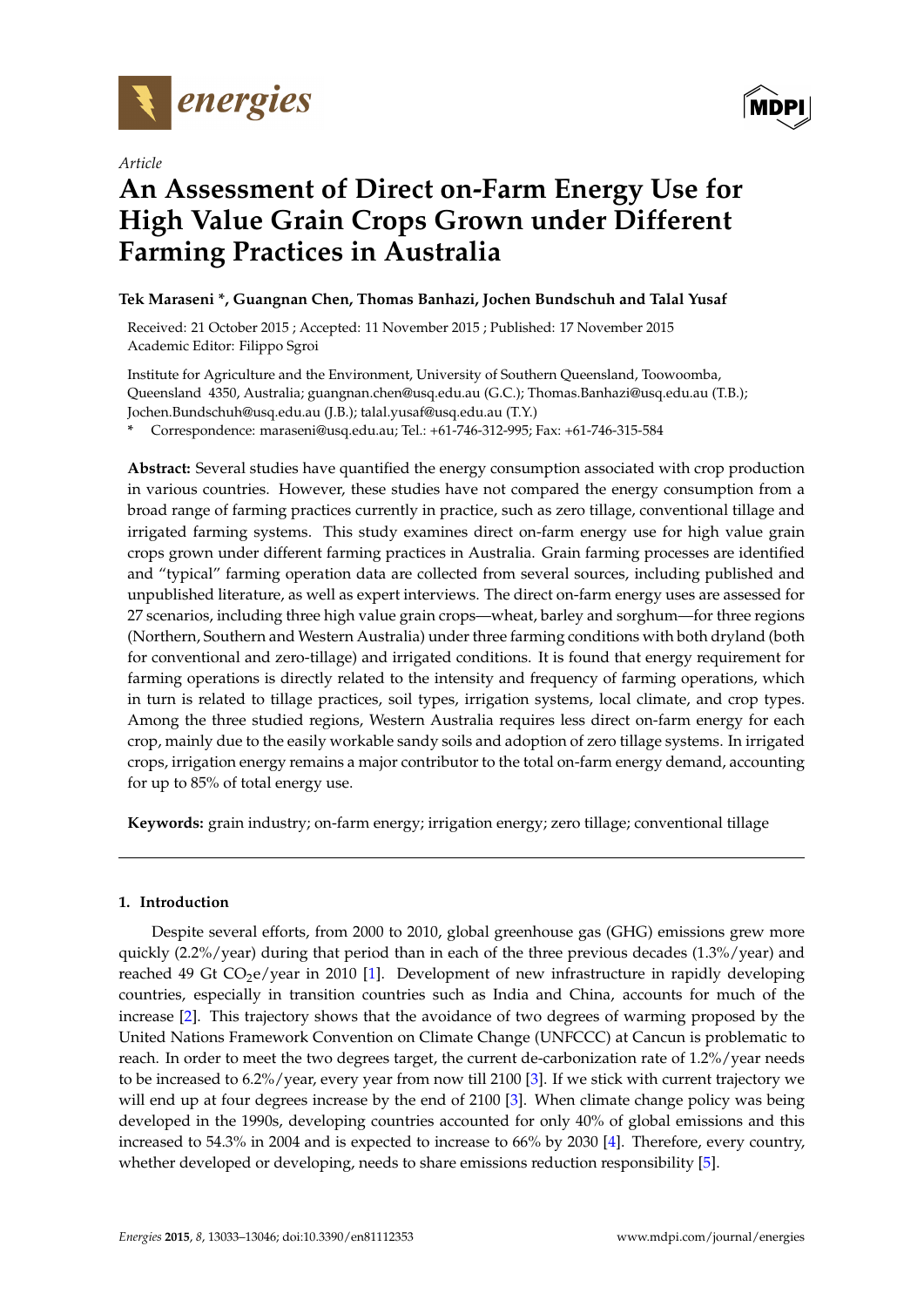*Article*

# An Assessment of Direct on-Farm Energy Use for High Value Grain Crops Grown under Different Farming Practices in Australia

**Tek Maraseni \*, Guangnan Chen, Thomas Banhazi, Jochen Bundschuh and Talal Yusaf**

Received: 21 October 2015 ; Accepted: 11 November 2015 ; Published: 17 November 2015
Academic Editor: Filippo Sgroi

Institute for Agriculture and the Environment, University of Southern Queensland, Toowoomba, Queensland 4350, Australia; guangnan.chen@usq.edu.au (G.C.); Thomas.Banhazi@usq.edu.au (T.B.); Jochen.Bundschuh@usq.edu.au (J.B.); talal.yusaf@usq.edu.au (T.Y.)

\* Correspondence: maraseni@usq.edu.au; Tel.: +61-746-312-995; Fax: +61-746-315-584

**Abstract:** Several studies have quantified the energy consumption associated with crop production in various countries. However, these studies have not compared the energy consumption from a broad range of farming practices currently in practice, such as zero tillage, conventional tillage and irrigated farming systems. This study examines direct on-farm energy use for high value grain crops grown under different farming practices in Australia. Grain farming processes are identified and "typical" farming operation data are collected from several sources, including published and unpublished literature, as well as expert interviews. The direct on-farm energy uses are assessed for 27 scenarios, including three high value grain crops—wheat, barley and sorghum—for three regions (Northern, Southern and Western Australia) under three farming conditions with both dryland (both for conventional and zero-tillage) and irrigated conditions. It is found that energy requirement for farming operations is directly related to the intensity and frequency of farming operations, which in turn is related to tillage practices, soil types, irrigation systems, local climate, and crop types. Among the three studied regions, Western Australia requires less direct on-farm energy for each crop, mainly due to the easily workable sandy soils and adoption of zero tillage systems. In irrigated crops, irrigation energy remains a major contributor to the total on-farm energy demand, accounting for up to 85% of total energy use.

**Keywords:** grain industry; on-farm energy; irrigation energy; zero tillage; conventional tillage

## 1. Introduction

Despite several efforts, from 2000 to 2010, global greenhouse gas (GHG) emissions grew more quickly (2.2%/year) during that period than in each of the three previous decades (1.3%/year) and reached 49 Gt $CO_2e$/year in 2010 [1]. Development of new infrastructure in rapidly developing countries, especially in transition countries such as India and China, accounts for much of the increase [2]. This trajectory shows that the avoidance of two degrees of warming proposed by the United Nations Framework Convention on Climate Change (UNFCCC) at Cancun is problematic to reach. In order to meet the two degrees target, the current de-carbonization rate of 1.2%/year needs to be increased to 6.2%/year, every year from now till 2100 [3]. If we stick with current trajectory we will end up at four degrees increase by the end of 2100 [3]. When climate change policy was being developed in the 1990s, developing countries accounted for only 40% of global emissions and this increased to 54.3% in 2004 and is expected to increase to 66% by 2030 [4]. Therefore, every country, whether developed or developing, needs to share emissions reduction responsibility [5].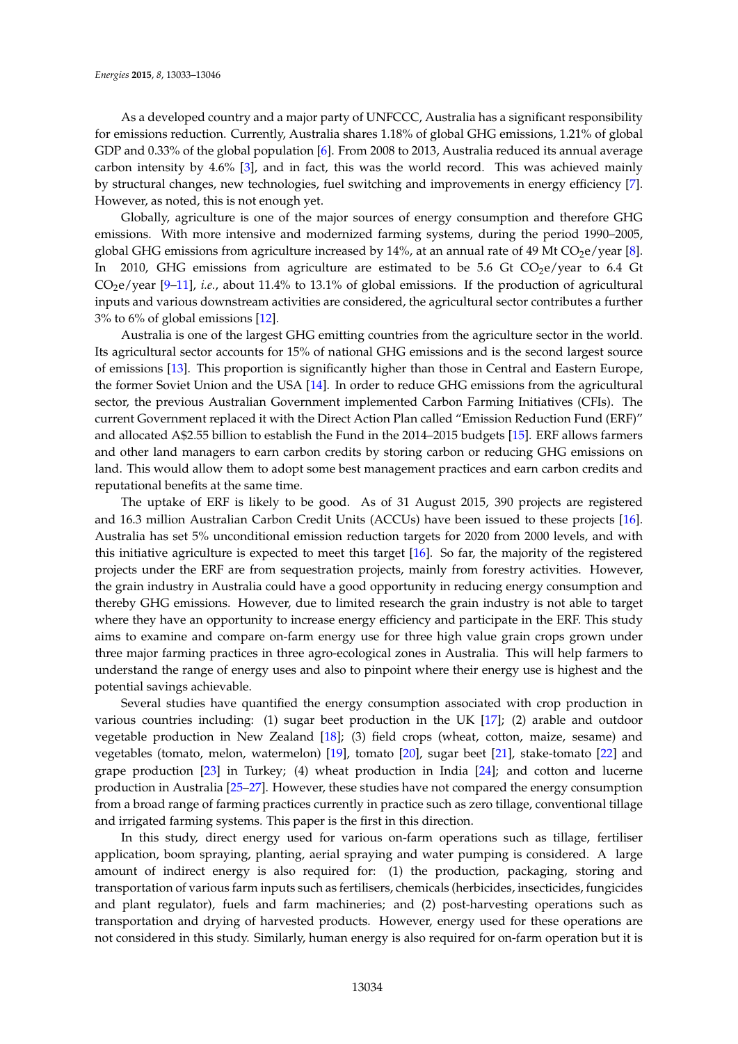As a developed country and a major party of UNFCCC, Australia has a significant responsibility for emissions reduction. Currently, Australia shares 1.18% of global GHG emissions, 1.21% of global GDP and 0.33% of the global population [6]. From 2008 to 2013, Australia reduced its annual average carbon intensity by 4.6% [3], and in fact, this was the world record. This was achieved mainly by structural changes, new technologies, fuel switching and improvements in energy efficiency [7]. However, as noted, this is not enough yet.

Globally, agriculture is one of the major sources of energy consumption and therefore GHG emissions. With more intensive and modernized farming systems, during the period 1990–2005, global GHG emissions from agriculture increased by 14%, at an annual rate of 49 Mt $CO_2e$/year [8]. In 2010, GHG emissions from agriculture are estimated to be 5.6 Gt $CO_2e$/year to 6.4 Gt $CO_2e$/year [9–11], *i.e.*, about 11.4% to 13.1% of global emissions. If the production of agricultural inputs and various downstream activities are considered, the agricultural sector contributes a further 3% to 6% of global emissions [12].

Australia is one of the largest GHG emitting countries from the agriculture sector in the world. Its agricultural sector accounts for 15% of national GHG emissions and is the second largest source of emissions [13]. This proportion is significantly higher than those in Central and Eastern Europe, the former Soviet Union and the USA [14]. In order to reduce GHG emissions from the agricultural sector, the previous Australian Government implemented Carbon Farming Initiatives (CFIs). The current Government replaced it with the Direct Action Plan called "Emission Reduction Fund (ERF)" and allocated A$2.55 billion to establish the Fund in the 2014–2015 budgets [15]. ERF allows farmers and other land managers to earn carbon credits by storing carbon or reducing GHG emissions on land. This would allow them to adopt some best management practices and earn carbon credits and reputational benefits at the same time.

The uptake of ERF is likely to be good. As of 31 August 2015, 390 projects are registered and 16.3 million Australian Carbon Credit Units (ACCUs) have been issued to these projects [16]. Australia has set 5% unconditional emission reduction targets for 2020 from 2000 levels, and with this initiative agriculture is expected to meet this target [16]. So far, the majority of the registered projects under the ERF are from sequestration projects, mainly from forestry activities. However, the grain industry in Australia could have a good opportunity in reducing energy consumption and thereby GHG emissions. However, due to limited research the grain industry is not able to target where they have an opportunity to increase energy efficiency and participate in the ERF. This study aims to examine and compare on-farm energy use for three high value grain crops grown under three major farming practices in three agro-ecological zones in Australia. This will help farmers to understand the range of energy uses and also to pinpoint where their energy use is highest and the potential savings achievable.

Several studies have quantified the energy consumption associated with crop production in various countries including: (1) sugar beet production in the UK [17]; (2) arable and outdoor vegetable production in New Zealand [18]; (3) field crops (wheat, cotton, maize, sesame) and vegetables (tomato, melon, watermelon) [19], tomato [20], sugar beet [21], stake-tomato [22] and grape production [23] in Turkey; (4) wheat production in India [24]; and cotton and lucerne production in Australia [25–27]. However, these studies have not compared the energy consumption from a broad range of farming practices currently in practice such as zero tillage, conventional tillage and irrigated farming systems. This paper is the first in this direction.

In this study, direct energy used for various on-farm operations such as tillage, fertiliser application, boom spraying, planting, aerial spraying and water pumping is considered. A large amount of indirect energy is also required for: (1) the production, packaging, storing and transportation of various farm inputs such as fertilisers, chemicals (herbicides, insecticides, fungicides and plant regulator), fuels and farm machineries; and (2) post-harvesting operations such as transportation and drying of harvested products. However, energy used for these operations are not considered in this study. Similarly, human energy is also required for on-farm operation but it is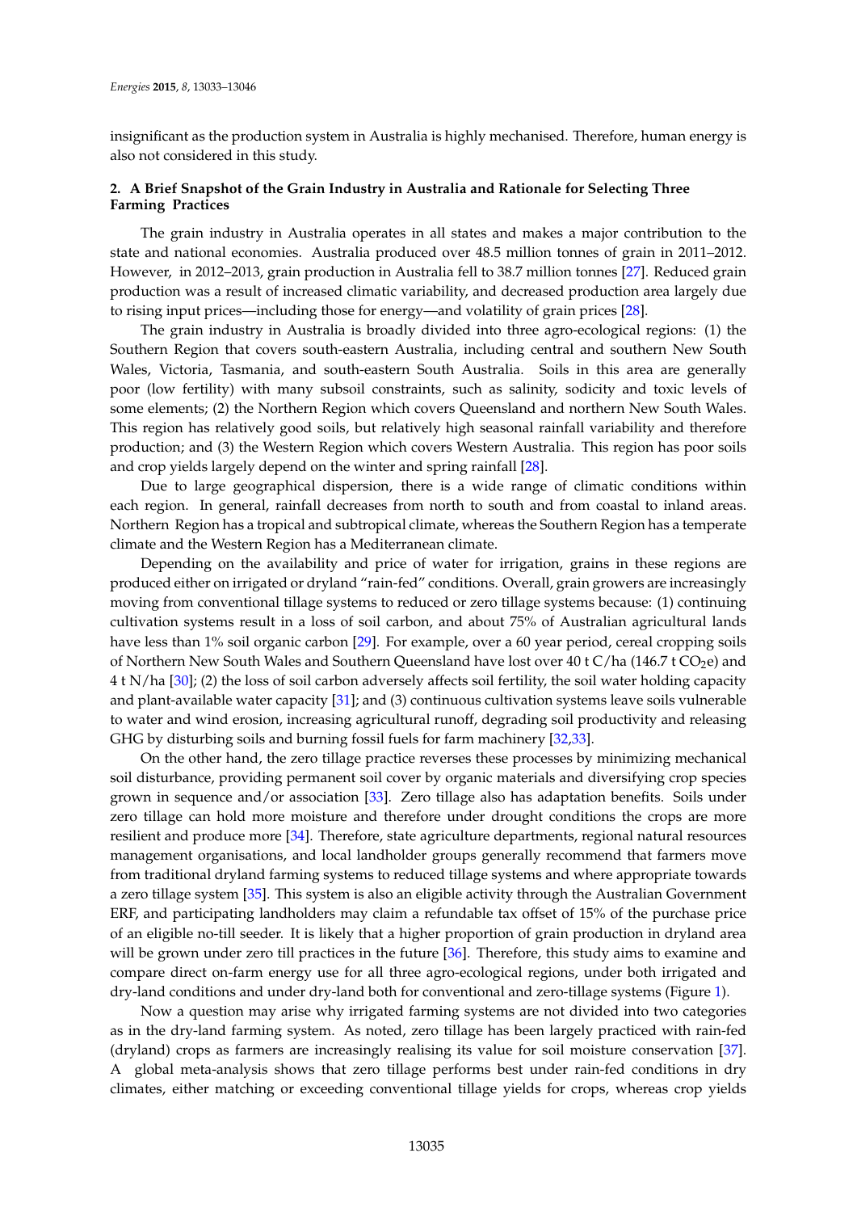insignificant as the production system in Australia is highly mechanised. Therefore, human energy is also not considered in this study.

## 2. A Brief Snapshot of the Grain Industry in Australia and Rationale for Selecting Three Farming Practices

The grain industry in Australia operates in all states and makes a major contribution to the state and national economies. Australia produced over 48.5 million tonnes of grain in 2011–2012. However, in 2012–2013, grain production in Australia fell to 38.7 million tonnes [27]. Reduced grain production was a result of increased climatic variability, and decreased production area largely due to rising input prices—including those for energy—and volatility of grain prices [28].

The grain industry in Australia is broadly divided into three agro-ecological regions: (1) the Southern Region that covers south-eastern Australia, including central and southern New South Wales, Victoria, Tasmania, and south-eastern South Australia. Soils in this area are generally poor (low fertility) with many subsoil constraints, such as salinity, sodicity and toxic levels of some elements; (2) the Northern Region which covers Queensland and northern New South Wales. This region has relatively good soils, but relatively high seasonal rainfall variability and therefore production; and (3) the Western Region which covers Western Australia. This region has poor soils and crop yields largely depend on the winter and spring rainfall [28].

Due to large geographical dispersion, there is a wide range of climatic conditions within each region. In general, rainfall decreases from north to south and from coastal to inland areas. Northern Region has a tropical and subtropical climate, whereas the Southern Region has a temperate climate and the Western Region has a Mediterranean climate.

Depending on the availability and price of water for irrigation, grains in these regions are produced either on irrigated or dryland "rain-fed" conditions. Overall, grain growers are increasingly moving from conventional tillage systems to reduced or zero tillage systems because: (1) continuing cultivation systems result in a loss of soil carbon, and about 75% of Australian agricultural lands have less than 1% soil organic carbon [29]. For example, over a 60 year period, cereal cropping soils of Northern New South Wales and Southern Queensland have lost over 40 t C/ha (146.7 t $CO_2$e) and 4 t N/ha [30]; (2) the loss of soil carbon adversely affects soil fertility, the soil water holding capacity and plant-available water capacity [31]; and (3) continuous cultivation systems leave soils vulnerable to water and wind erosion, increasing agricultural runoff, degrading soil productivity and releasing GHG by disturbing soils and burning fossil fuels for farm machinery [32,33].

On the other hand, the zero tillage practice reverses these processes by minimizing mechanical soil disturbance, providing permanent soil cover by organic materials and diversifying crop species grown in sequence and/or association [33]. Zero tillage also has adaptation benefits. Soils under zero tillage can hold more moisture and therefore under drought conditions the crops are more resilient and produce more [34]. Therefore, state agriculture departments, regional natural resources management organisations, and local landholder groups generally recommend that farmers move from traditional dryland farming systems to reduced tillage systems and where appropriate towards a zero tillage system [35]. This system is also an eligible activity through the Australian Government ERF, and participating landholders may claim a refundable tax offset of 15% of the purchase price of an eligible no-till seeder. It is likely that a higher proportion of grain production in dryland area will be grown under zero till practices in the future [36]. Therefore, this study aims to examine and compare direct on-farm energy use for all three agro-ecological regions, under both irrigated and dry-land conditions and under dry-land both for conventional and zero-tillage systems (Figure 1).

Now a question may arise why irrigated farming systems are not divided into two categories as in the dry-land farming system. As noted, zero tillage has been largely practiced with rain-fed (dryland) crops as farmers are increasingly realising its value for soil moisture conservation [37]. A global meta-analysis shows that zero tillage performs best under rain-fed conditions in dry climates, either matching or exceeding conventional tillage yields for crops, whereas crop yields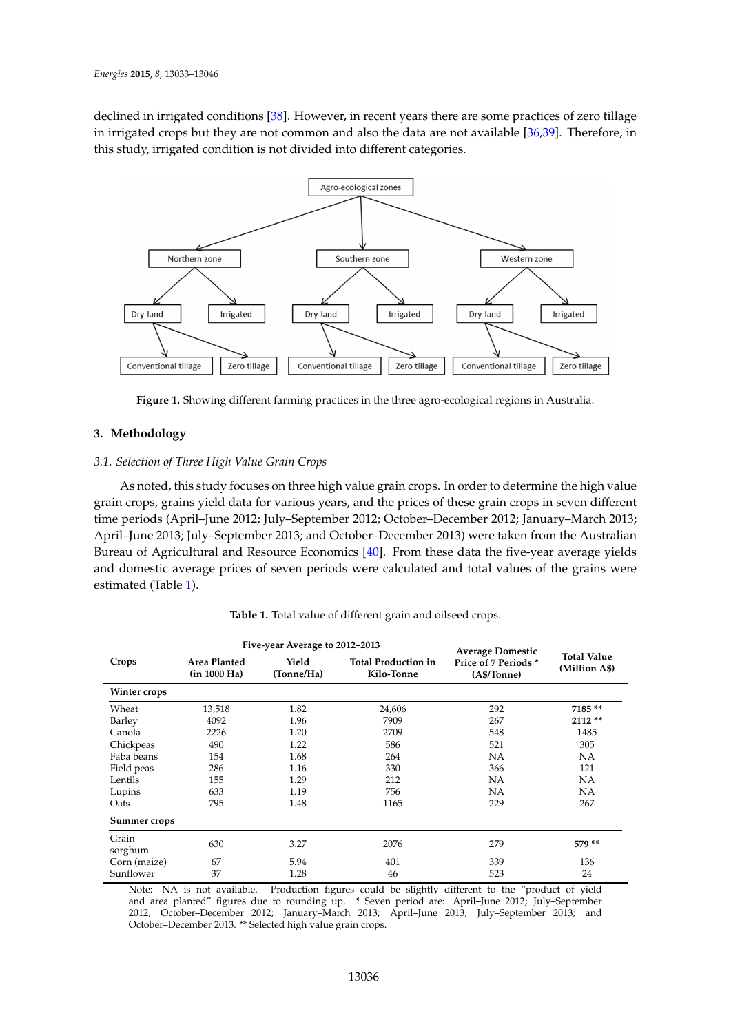declined in irrigated conditions [38]. However, in recent years there are some practices of zero tillage in irrigated crops but they are not common and also the data are not available [36,39]. Therefore, in this study, irrigated condition is not divided into different categories.

**Figure 1.** Showing different farming practices in the three agro-ecological regions in Australia.

## 3. Methodology

### 3.1. Selection of Three High Value Grain Crops

As noted, this study focuses on three high value grain crops. In order to determine the high value grain crops, grains yield data for various years, and the prices of these grain crops in seven different time periods (April–June 2012; July–September 2012; October–December 2012; January–March 2013; April–June 2013; July–September 2013; and October–December 2013) were taken from the Australian Bureau of Agricultural and Resource Economics [40]. From these data the five-year average yields and domestic average prices of seven periods were calculated and total values of the grains were estimated (Table 1).

**Table 1.** Total value of different grain and oilseed crops.

| Crops | Five-year Average to 2012–2013 | | | Average Domestic Price of 7 Periods * (A$/Tonne) | Total Value (Million A$) |
|---|---|---|---|---|---|
| | Area Planted (in 1000 Ha) | Yield (Tonne/Ha) | Total Production in Kilo-Tonne | | |
| **Winter crops** | | | | | |
| Wheat | 13,518 | 1.82 | 24,606 | 292 | **7185 \*\*** |
| Barley | 4092 | 1.96 | 7909 | 267 | **2112 \*\*** |
| Canola | 2226 | 1.20 | 2709 | 548 | 1485 |
| Chickpeas | 490 | 1.22 | 586 | 521 | 305 |
| Faba beans | 154 | 1.68 | 264 | NA | NA |
| Field peas | 286 | 1.16 | 330 | 366 | 121 |
| Lentils | 155 | 1.29 | 212 | NA | NA |
| Lupins | 633 | 1.19 | 756 | NA | NA |
| Oats | 795 | 1.48 | 1165 | 229 | 267 |
| **Summer crops** | | | | | |
| Grain sorghum | 630 | 3.27 | 2076 | 279 | **579 \*\*** |
| Corn (maize) | 67 | 5.94 | 401 | 339 | 136 |
| Sunflower | 37 | 1.28 | 46 | 523 | 24 |

Note: NA is not available. Production figures could be slightly different to the "product of yield and area planted" figures due to rounding up. * Seven period are: April–June 2012; July–September 2012; October–December 2012; January–March 2013; April–June 2013; July–September 2013; and October–December 2013. ** Selected high value grain crops.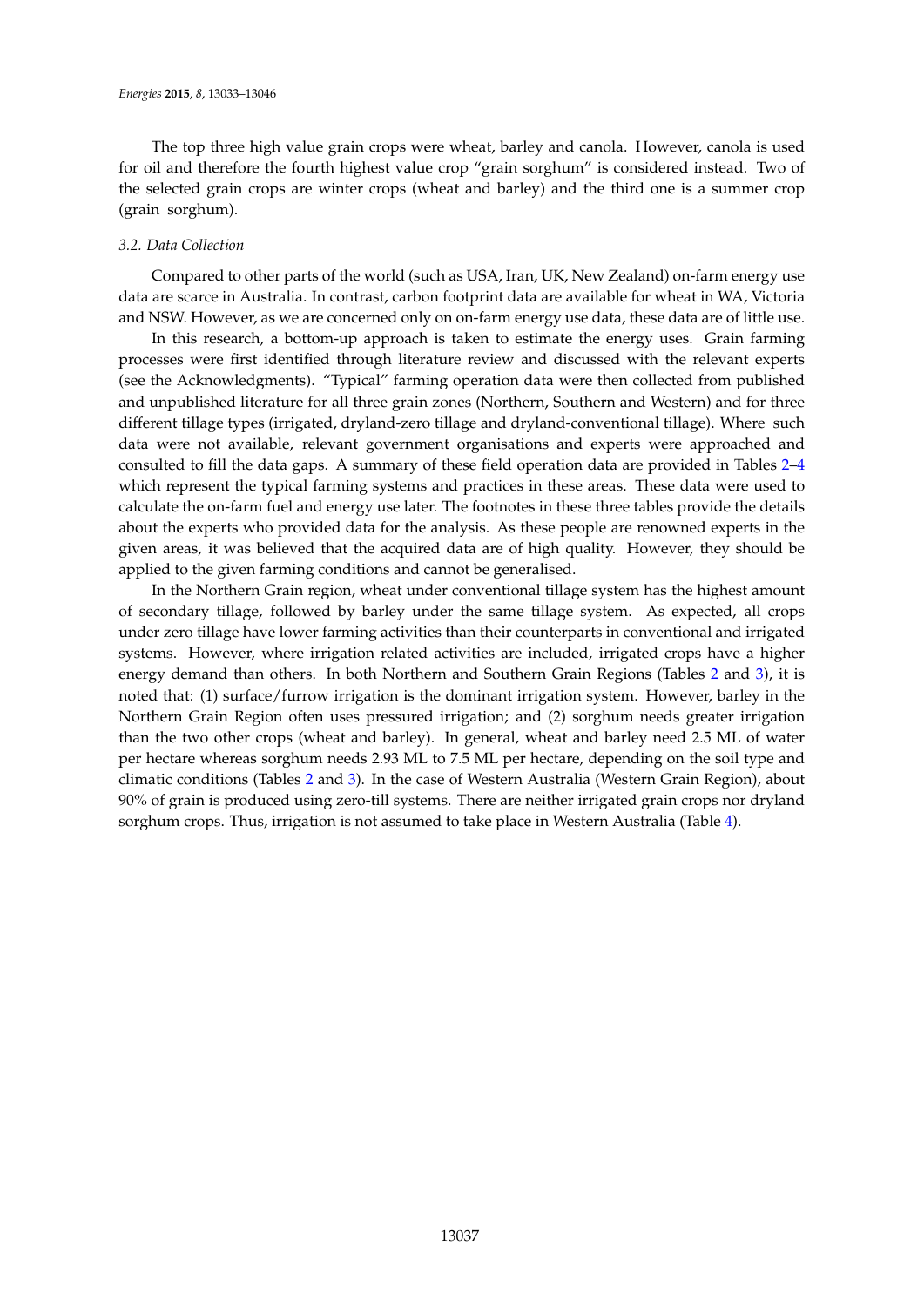The top three high value grain crops were wheat, barley and canola. However, canola is used for oil and therefore the fourth highest value crop "grain sorghum" is considered instead. Two of the selected grain crops are winter crops (wheat and barley) and the third one is a summer crop (grain sorghum).

### *3.2. Data Collection*

Compared to other parts of the world (such as USA, Iran, UK, New Zealand) on-farm energy use data are scarce in Australia. In contrast, carbon footprint data are available for wheat in WA, Victoria and NSW. However, as we are concerned only on on-farm energy use data, these data are of little use.

In this research, a bottom-up approach is taken to estimate the energy uses. Grain farming processes were first identified through literature review and discussed with the relevant experts (see the Acknowledgments). "Typical" farming operation data were then collected from published and unpublished literature for all three grain zones (Northern, Southern and Western) and for three different tillage types (irrigated, dryland-zero tillage and dryland-conventional tillage). Where such data were not available, relevant government organisations and experts were approached and consulted to fill the data gaps. A summary of these field operation data are provided in Tables 2–4 which represent the typical farming systems and practices in these areas. These data were used to calculate the on-farm fuel and energy use later. The footnotes in these three tables provide the details about the experts who provided data for the analysis. As these people are renowned experts in the given areas, it was believed that the acquired data are of high quality. However, they should be applied to the given farming conditions and cannot be generalised.

In the Northern Grain region, wheat under conventional tillage system has the highest amount of secondary tillage, followed by barley under the same tillage system. As expected, all crops under zero tillage have lower farming activities than their counterparts in conventional and irrigated systems. However, where irrigation related activities are included, irrigated crops have a higher energy demand than others. In both Northern and Southern Grain Regions (Tables 2 and 3), it is noted that: (1) surface/furrow irrigation is the dominant irrigation system. However, barley in the Northern Grain Region often uses pressured irrigation; and (2) sorghum needs greater irrigation than the two other crops (wheat and barley). In general, wheat and barley need 2.5 ML of water per hectare whereas sorghum needs 2.93 ML to 7.5 ML per hectare, depending on the soil type and climatic conditions (Tables 2 and 3). In the case of Western Australia (Western Grain Region), about 90% of grain is produced using zero-till systems. There are neither irrigated grain crops nor dryland sorghum crops. Thus, irrigation is not assumed to take place in Western Australia (Table 4).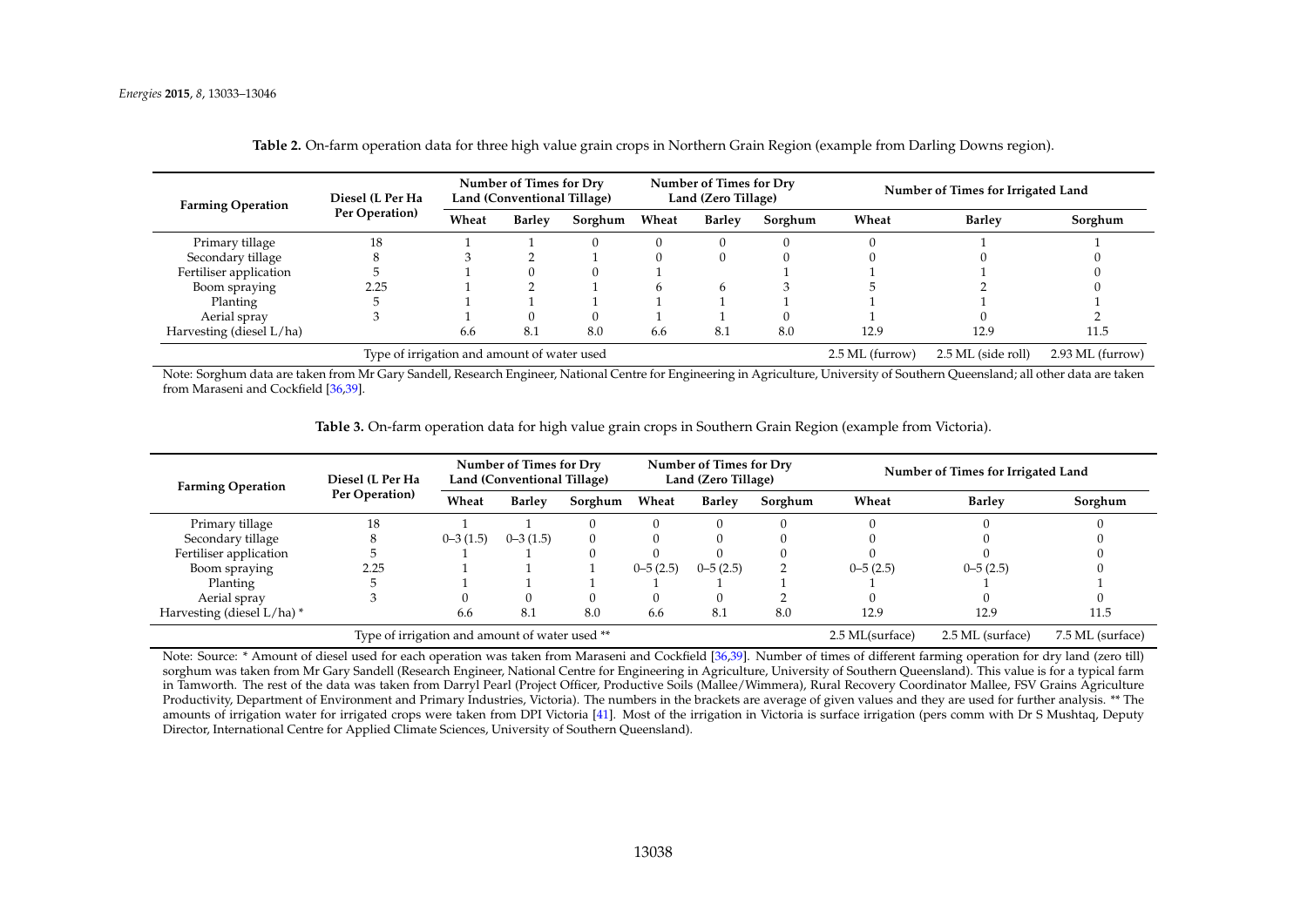**Table 2.** On-farm operation data for three high value grain crops in Northern Grain Region (example from Darling Downs region).

| Farming Operation | Diesel (L Per Ha Per Operation) | Number of Times for Dry Land (Conventional Tillage) | | | Number of Times for Dry Land (Zero Tillage) | | | Number of Times for Irrigated Land | | |
|---|---|---|---|---|---|---|---|---|---|---|
| | | Wheat | Barley | Sorghum | Wheat | Barley | Sorghum | Wheat | Barley | Sorghum |
| Primary tillage | 18 | 1 | 1 | 0 | 0 | 0 | 0 | 0 | 1 | 1 |
| Secondary tillage | 8 | 3 | 2 | 1 | 0 | 0 | 0 | 0 | 0 | 0 |
| Fertiliser application | 5 | 1 | 0 | 0 | 1 | | 1 | 1 | 1 | 0 |
| Boom spraying | 2.25 | 1 | 2 | 1 | 6 | 6 | 3 | 5 | 2 | 0 |
| Planting | 5 | 1 | 1 | 1 | 1 | 1 | 1 | 1 | 1 | 1 |
| Aerial spray | 3 | 1 | 0 | 0 | 1 | 1 | 0 | 1 | 0 | 2 |
| Harvesting (diesel L/ha) | | 6.6 | 8.1 | 8.0 | 6.6 | 8.1 | 8.0 | 12.9 | 12.9 | 11.5 |
| Type of irrigation and amount of water used | | | | | | | | 2.5 ML (furrow) | 2.5 ML (side roll) | 2.93 ML (furrow) |

Note: Sorghum data are taken from Mr Gary Sandell, Research Engineer, National Centre for Engineering in Agriculture, University of Southern Queensland; all other data are taken from Maraseni and Cockfield [36,39].

**Table 3.** On-farm operation data for high value grain crops in Southern Grain Region (example from Victoria).

| Farming Operation | Diesel (L Per Ha Per Operation) | Number of Times for Dry Land (Conventional Tillage) | | | Number of Times for Dry Land (Zero Tillage) | | | Number of Times for Irrigated Land | | |
|---|---|---|---|---|---|---|---|---|---|---|
| | | Wheat | Barley | Sorghum | Wheat | Barley | Sorghum | Wheat | Barley | Sorghum |
| Primary tillage | 18 | 1 | 1 | 0 | 0 | 0 | 0 | 0 | 0 | 0 |
| Secondary tillage | 8 | 0–3 (1.5) | 0–3 (1.5) | 0 | 0 | 0 | 0 | 0 | 0 | 0 |
| Fertiliser application | 5 | 1 | 1 | 0 | 0 | 0 | 0 | 0 | 0 | 0 |
| Boom spraying | 2.25 | 1 | 1 | 1 | 0–5 (2.5) | 0–5 (2.5) | 2 | 0–5 (2.5) | 0–5 (2.5) | 0 |
| Planting | 5 | 1 | 1 | 1 | 1 | 1 | 1 | 1 | 1 | 1 |
| Aerial spray | 3 | 0 | 0 | 0 | 0 | 0 | 2 | 0 | 0 | 0 |
| Harvesting (diesel L/ha) * | | 6.6 | 8.1 | 8.0 | 6.6 | 8.1 | 8.0 | 12.9 | 12.9 | 11.5 |
| Type of irrigation and amount of water used ** | | | | | | | | 2.5 ML(surface) | 2.5 ML (surface) | 7.5 ML (surface) |

Note: Source: * Amount of diesel used for each operation was taken from Maraseni and Cockfield [36,39]. Number of times of different farming operation for dry land (zero till) sorghum was taken from Mr Gary Sandell (Research Engineer, National Centre for Engineering in Agriculture, University of Southern Queensland). This value is for a typical farm in Tamworth. The rest of the data was taken from Darryl Pearl (Project Officer, Productive Soils (Mallee/Wimmera), Rural Recovery Coordinator Mallee, FSV Grains Agriculture Productivity, Department of Environment and Primary Industries, Victoria). The numbers in the brackets are average of given values and they are used for further analysis. ** The amounts of irrigation water for irrigated crops were taken from DPI Victoria [41]. Most of the irrigation in Victoria is surface irrigation (pers comm with Dr S Mushtaq, Deputy Director, International Centre for Applied Climate Sciences, University of Southern Queensland).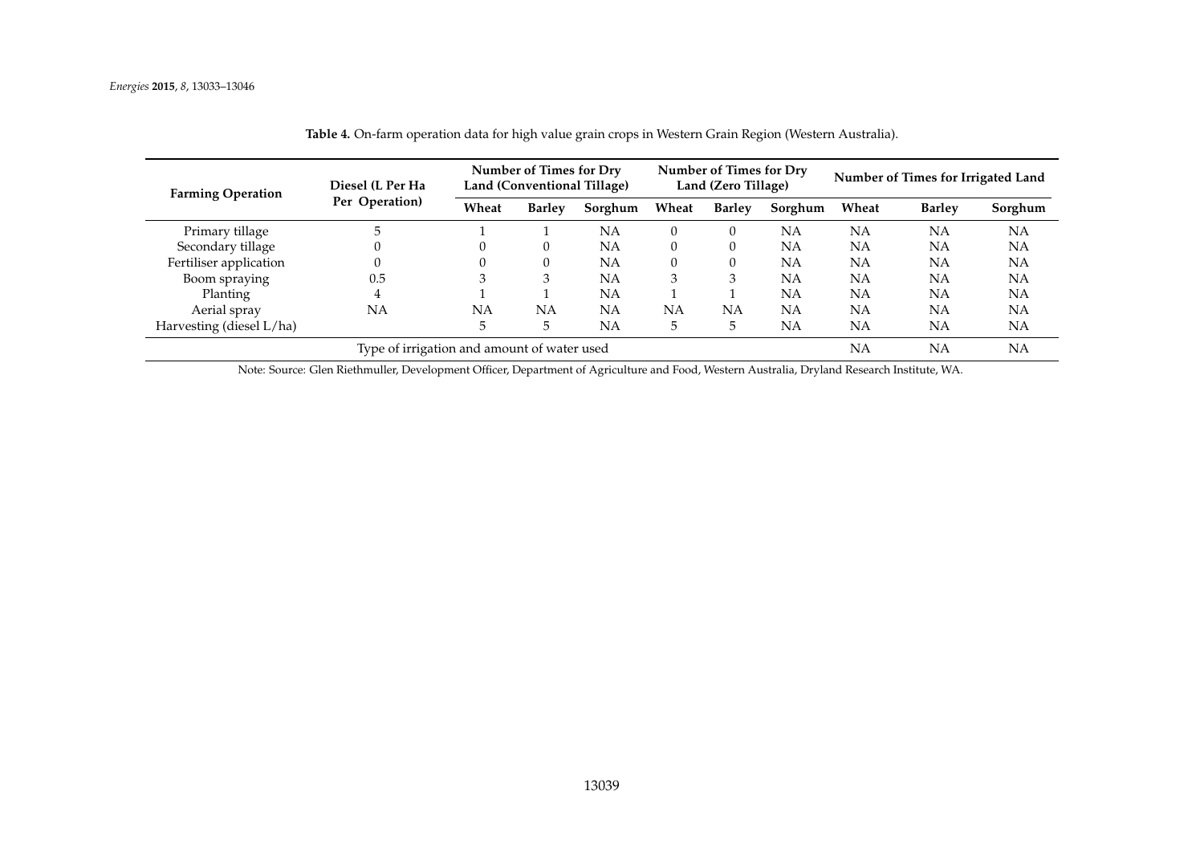**Table 4.** On-farm operation data for high value grain crops in Western Grain Region (Western Australia).

| Farming Operation | Diesel (L Per Ha Per Operation) | Number of Times for Dry Land (Conventional Tillage) | | | Number of Times for Dry Land (Zero Tillage) | | | Number of Times for Irrigated Land | | |
|---|---|---|---|---|---|---|---|---|---|---|
| | | Wheat | Barley | Sorghum | Wheat | Barley | Sorghum | Wheat | Barley | Sorghum |
| Primary tillage | 5 | 1 | 1 | NA | 0 | 0 | NA | NA | NA | NA |
| Secondary tillage | 0 | 0 | 0 | NA | 0 | 0 | NA | NA | NA | NA |
| Fertiliser application | 0 | 0 | 0 | NA | 0 | 0 | NA | NA | NA | NA |
| Boom spraying | 0.5 | 3 | 3 | NA | 3 | 3 | NA | NA | NA | NA |
| Planting | 4 | 1 | 1 | NA | 1 | 1 | NA | NA | NA | NA |
| Aerial spray | NA | NA | NA | NA | NA | NA | NA | NA | NA | NA |
| Harvesting (diesel L/ha) | | 5 | 5 | NA | 5 | 5 | NA | NA | NA | NA |
| Type of irrigation and amount of water used | | | | | | | | NA | NA | NA |

Note: Source: Glen Riethmuller, Development Officer, Department of Agriculture and Food, Western Australia, Dryland Research Institute, WA.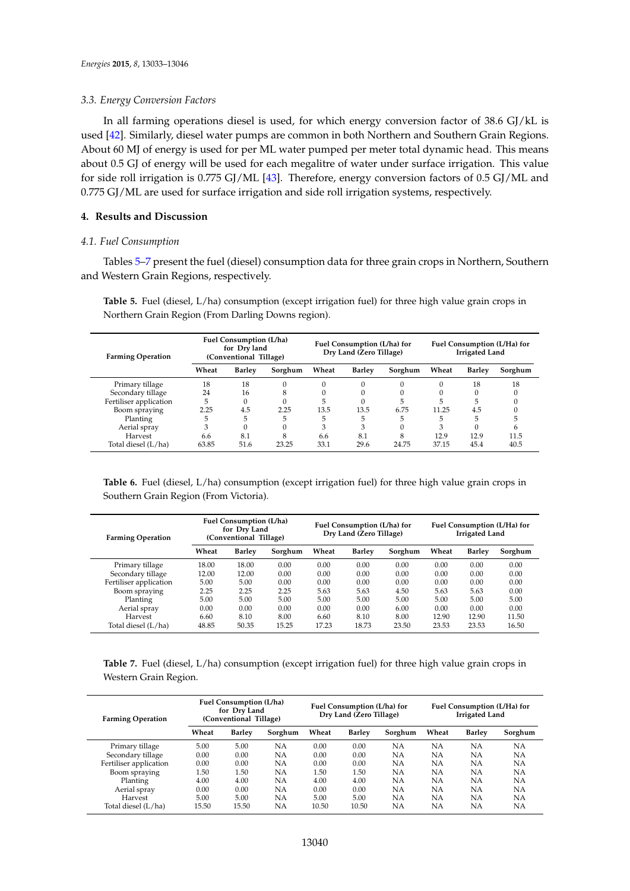### 3.3. Energy Conversion Factors

In all farming operations diesel is used, for which energy conversion factor of 38.6 GJ/kL is used [42]. Similarly, diesel water pumps are common in both Northern and Southern Grain Regions. About 60 MJ of energy is used for per ML water pumped per meter total dynamic head. This means about 0.5 GJ of energy will be used for each megalitre of water under surface irrigation. This value for side roll irrigation is 0.775 GJ/ML [43]. Therefore, energy conversion factors of 0.5 GJ/ML and 0.775 GJ/ML are used for surface irrigation and side roll irrigation systems, respectively.

## 4. Results and Discussion

### 4.1. Fuel Consumption

Tables 5–7 present the fuel (diesel) consumption data for three grain crops in Northern, Southern and Western Grain Regions, respectively.

**Table 5.** Fuel (diesel, L/ha) consumption (except irrigation fuel) for three high value grain crops in Northern Grain Region (From Darling Downs region).

| Farming Operation | Fuel Consumption (L/ha) for Dry land (Conventional Tillage) | | | Fuel Consumption (L/ha) for Dry Land (Zero Tillage) | | | Fuel Consumption (L/Ha) for Irrigated Land | | |
|---|---|---|---|---|---|---|---|---|---|
| | Wheat | Barley | Sorghum | Wheat | Barley | Sorghum | Wheat | Barley | Sorghum |
| Primary tillage | 18 | 18 | 0 | 0 | 0 | 0 | 0 | 18 | 18 |
| Secondary tillage | 24 | 16 | 8 | 0 | 0 | 0 | 0 | 0 | 0 |
| Fertiliser application | 5 | 0 | 0 | 5 | 0 | 5 | 5 | 5 | 0 |
| Boom spraying | 2.25 | 4.5 | 2.25 | 13.5 | 13.5 | 6.75 | 11.25 | 4.5 | 0 |
| Planting | 5 | 5 | 5 | 5 | 5 | 5 | 5 | 5 | 5 |
| Aerial spray | 3 | 0 | 0 | 3 | 3 | 0 | 3 | 0 | 6 |
| Harvest | 6.6 | 8.1 | 8 | 6.6 | 8.1 | 8 | 12.9 | 12.9 | 11.5 |
| Total diesel (L/ha) | 63.85 | 51.6 | 23.25 | 33.1 | 29.6 | 24.75 | 37.15 | 45.4 | 40.5 |

**Table 6.** Fuel (diesel, L/ha) consumption (except irrigation fuel) for three high value grain crops in Southern Grain Region (From Victoria).

| Farming Operation | Fuel Consumption (L/ha) for Dry Land (Conventional Tillage) | | | Fuel Consumption (L/ha) for Dry Land (Zero Tillage) | | | Fuel Consumption (L/Ha) for Irrigated Land | | |
|---|---|---|---|---|---|---|---|---|---|
| | Wheat | Barley | Sorghum | Wheat | Barley | Sorghum | Wheat | Barley | Sorghum |
| Primary tillage | 18.00 | 18.00 | 0.00 | 0.00 | 0.00 | 0.00 | 0.00 | 0.00 | 0.00 |
| Secondary tillage | 12.00 | 12.00 | 0.00 | 0.00 | 0.00 | 0.00 | 0.00 | 0.00 | 0.00 |
| Fertiliser application | 5.00 | 5.00 | 0.00 | 0.00 | 0.00 | 0.00 | 0.00 | 0.00 | 0.00 |
| Boom spraying | 2.25 | 2.25 | 2.25 | 5.63 | 5.63 | 4.50 | 5.63 | 5.63 | 0.00 |
| Planting | 5.00 | 5.00 | 5.00 | 5.00 | 5.00 | 5.00 | 5.00 | 5.00 | 5.00 |
| Aerial spray | 0.00 | 0.00 | 0.00 | 0.00 | 0.00 | 6.00 | 0.00 | 0.00 | 0.00 |
| Harvest | 6.60 | 8.10 | 8.00 | 6.60 | 8.10 | 8.00 | 12.90 | 12.90 | 11.50 |
| Total diesel (L/ha) | 48.85 | 50.35 | 15.25 | 17.23 | 18.73 | 23.50 | 23.53 | 23.53 | 16.50 |

**Table 7.** Fuel (diesel, L/ha) consumption (except irrigation fuel) for three high value grain crops in Western Grain Region.

| Farming Operation | Fuel Consumption (L/ha) for Dry Land (Conventional Tillage) | | | Fuel Consumption (L/ha) for Dry Land (Zero Tillage) | | | Fuel Consumption (L/Ha) for Irrigated Land | | |
|---|---|---|---|---|---|---|---|---|---|
| | Wheat | Barley | Sorghum | Wheat | Barley | Sorghum | Wheat | Barley | Sorghum |
| Primary tillage | 5.00 | 5.00 | NA | 0.00 | 0.00 | NA | NA | NA | NA |
| Secondary tillage | 0.00 | 0.00 | NA | 0.00 | 0.00 | NA | NA | NA | NA |
| Fertiliser application | 0.00 | 0.00 | NA | 0.00 | 0.00 | NA | NA | NA | NA |
| Boom spraying | 1.50 | 1.50 | NA | 1.50 | 1.50 | NA | NA | NA | NA |
| Planting | 4.00 | 4.00 | NA | 4.00 | 4.00 | NA | NA | NA | NA |
| Aerial spray | 0.00 | 0.00 | NA | 0.00 | 0.00 | NA | NA | NA | NA |
| Harvest | 5.00 | 5.00 | NA | 5.00 | 5.00 | NA | NA | NA | NA |
| Total diesel (L/ha) | 15.50 | 15.50 | NA | 10.50 | 10.50 | NA | NA | NA | NA |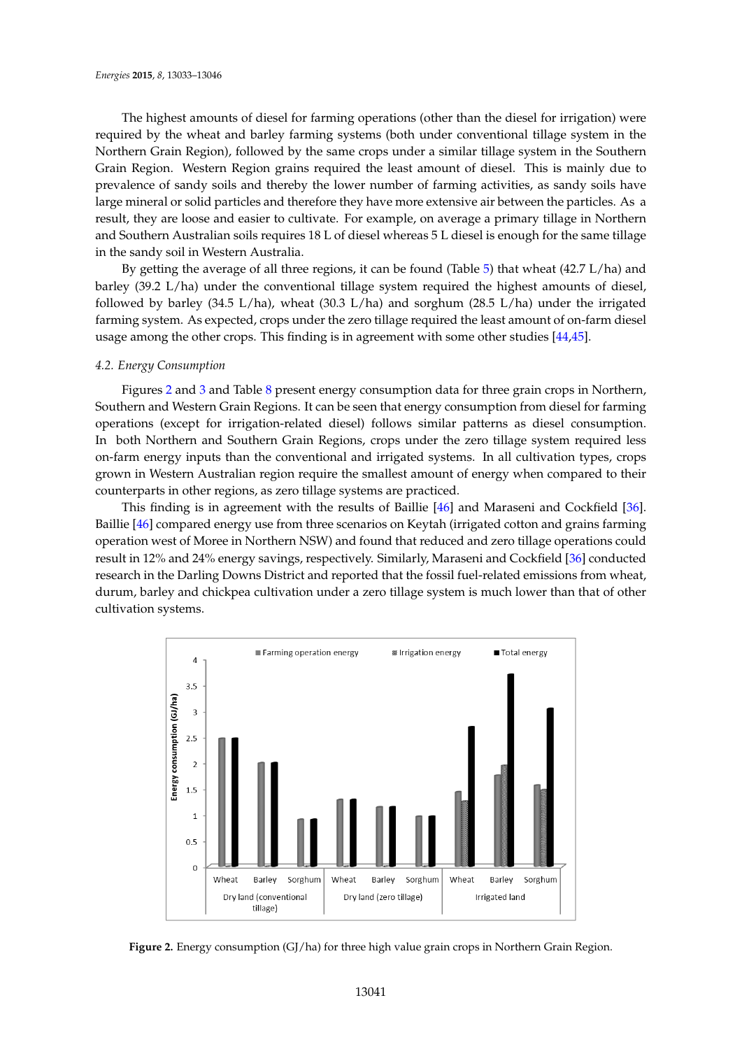The highest amounts of diesel for farming operations (other than the diesel for irrigation) were required by the wheat and barley farming systems (both under conventional tillage system in the Northern Grain Region), followed by the same crops under a similar tillage system in the Southern Grain Region. Western Region grains required the least amount of diesel. This is mainly due to prevalence of sandy soils and thereby the lower number of farming activities, as sandy soils have large mineral or solid particles and therefore they have more extensive air between the particles. As a result, they are loose and easier to cultivate. For example, on average a primary tillage in Northern and Southern Australian soils requires 18 L of diesel whereas 5 L diesel is enough for the same tillage in the sandy soil in Western Australia.

By getting the average of all three regions, it can be found (Table 5) that wheat (42.7 L/ha) and barley (39.2 L/ha) under the conventional tillage system required the highest amounts of diesel, followed by barley (34.5 L/ha), wheat (30.3 L/ha) and sorghum (28.5 L/ha) under the irrigated farming system. As expected, crops under the zero tillage required the least amount of on-farm diesel usage among the other crops. This finding is in agreement with some other studies [44,45].

### 4.2. Energy Consumption

Figures 2 and 3 and Table 8 present energy consumption data for three grain crops in Northern, Southern and Western Grain Regions. It can be seen that energy consumption from diesel for farming operations (except for irrigation-related diesel) follows similar patterns as diesel consumption. In both Northern and Southern Grain Regions, crops under the zero tillage system required less on-farm energy inputs than the conventional and irrigated systems. In all cultivation types, crops grown in Western Australian region require the smallest amount of energy when compared to their counterparts in other regions, as zero tillage systems are practiced.

This finding is in agreement with the results of Baillie [46] and Maraseni and Cockfield [36]. Baillie [46] compared energy use from three scenarios on Keytah (irrigated cotton and grains farming operation west of Moree in Northern NSW) and found that reduced and zero tillage operations could result in 12% and 24% energy savings, respectively. Similarly, Maraseni and Cockfield [36] conducted research in the Darling Downs District and reported that the fossil fuel-related emissions from wheat, durum, barley and chickpea cultivation under a zero tillage system is much lower than that of other cultivation systems.

**Figure 2.** Energy consumption (GJ/ha) for three high value grain crops in Northern Grain Region.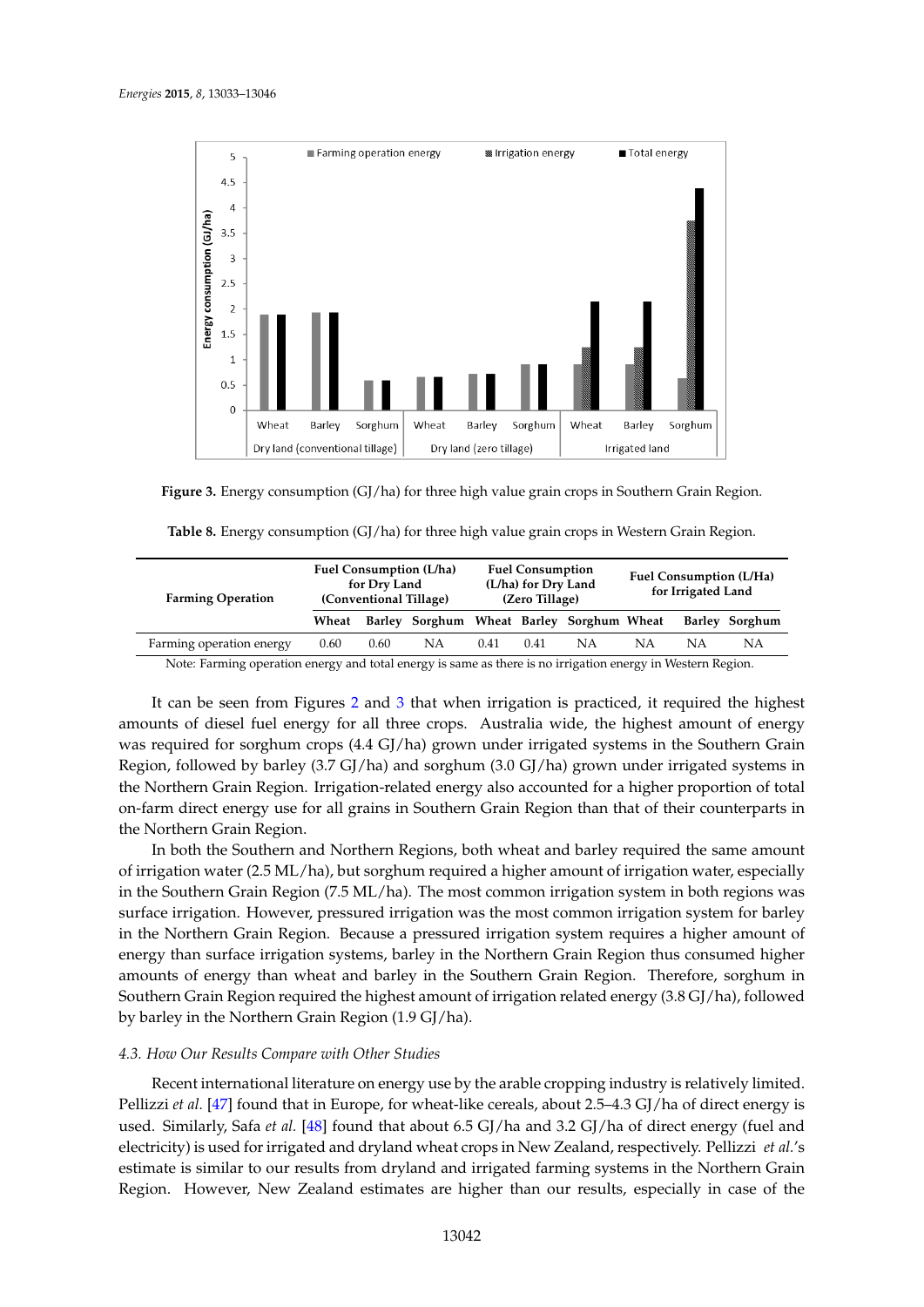Figure 3. Energy consumption (GJ/ha) for three high value grain crops in Southern Grain Region.

Table 8. Energy consumption (GJ/ha) for three high value grain crops in Western Grain Region.

| Farming Operation | Fuel Consumption (L/ha) for Dry Land (Conventional Tillage) | | | Fuel Consumption (L/ha) for Dry Land (Zero Tillage) | | | Fuel Consumption (L/Ha) for Irrigated Land | | |
|---|---|---|---|---|---|---|---|---|---|
| | Wheat | Barley | Sorghum | Wheat | Barley | Sorghum | Wheat | Barley | Sorghum |
| Farming operation energy | 0.60 | 0.60 | NA | 0.41 | 0.41 | NA | NA | NA | NA |

Note: Farming operation energy and total energy is same as there is no irrigation energy in Western Region.

It can be seen from Figures 2 and 3 that when irrigation is practiced, it required the highest amounts of diesel fuel energy for all three crops. Australia wide, the highest amount of energy was required for sorghum crops (4.4 GJ/ha) grown under irrigated systems in the Southern Grain Region, followed by barley (3.7 GJ/ha) and sorghum (3.0 GJ/ha) grown under irrigated systems in the Northern Grain Region. Irrigation-related energy also accounted for a higher proportion of total on-farm direct energy use for all grains in Southern Grain Region than that of their counterparts in the Northern Grain Region.

In both the Southern and Northern Regions, both wheat and barley required the same amount of irrigation water (2.5 ML/ha), but sorghum required a higher amount of irrigation water, especially in the Southern Grain Region (7.5 ML/ha). The most common irrigation system in both regions was surface irrigation. However, pressured irrigation was the most common irrigation system for barley in the Northern Grain Region. Because a pressured irrigation system requires a higher amount of energy than surface irrigation systems, barley in the Northern Grain Region thus consumed higher amounts of energy than wheat and barley in the Southern Grain Region. Therefore, sorghum in Southern Grain Region required the highest amount of irrigation related energy (3.8 GJ/ha), followed by barley in the Northern Grain Region (1.9 GJ/ha).

### 4.3. How Our Results Compare with Other Studies

Recent international literature on energy use by the arable cropping industry is relatively limited. Pellizzi *et al.* [47] found that in Europe, for wheat-like cereals, about 2.5–4.3 GJ/ha of direct energy is used. Similarly, Safa *et al.* [48] found that about 6.5 GJ/ha and 3.2 GJ/ha of direct energy (fuel and electricity) is used for irrigated and dryland wheat crops in New Zealand, respectively. Pellizzi *et al.*'s estimate is similar to our results from dryland and irrigated farming systems in the Northern Grain Region. However, New Zealand estimates are higher than our results, especially in case of the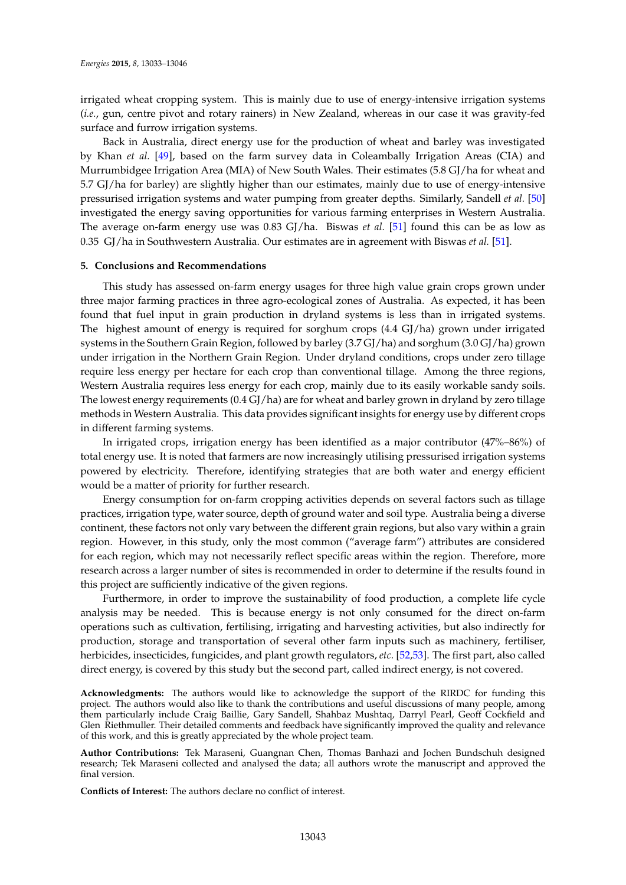irrigated wheat cropping system. This is mainly due to use of energy-intensive irrigation systems (*i.e.*, gun, centre pivot and rotary rainers) in New Zealand, whereas in our case it was gravity-fed surface and furrow irrigation systems.

Back in Australia, direct energy use for the production of wheat and barley was investigated by Khan *et al.* [49], based on the farm survey data in Coleambally Irrigation Areas (CIA) and Murrumbidgee Irrigation Area (MIA) of New South Wales. Their estimates (5.8 GJ/ha for wheat and 5.7 GJ/ha for barley) are slightly higher than our estimates, mainly due to use of energy-intensive pressurised irrigation systems and water pumping from greater depths. Similarly, Sandell *et al.* [50] investigated the energy saving opportunities for various farming enterprises in Western Australia. The average on-farm energy use was 0.83 GJ/ha. Biswas *et al.* [51] found this can be as low as 0.35 GJ/ha in Southwestern Australia. Our estimates are in agreement with Biswas *et al.* [51].

## 5. Conclusions and Recommendations

This study has assessed on-farm energy usages for three high value grain crops grown under three major farming practices in three agro-ecological zones of Australia. As expected, it has been found that fuel input in grain production in dryland systems is less than in irrigated systems. The highest amount of energy is required for sorghum crops (4.4 GJ/ha) grown under irrigated systems in the Southern Grain Region, followed by barley (3.7 GJ/ha) and sorghum (3.0 GJ/ha) grown under irrigation in the Northern Grain Region. Under dryland conditions, crops under zero tillage require less energy per hectare for each crop than conventional tillage. Among the three regions, Western Australia requires less energy for each crop, mainly due to its easily workable sandy soils. The lowest energy requirements (0.4 GJ/ha) are for wheat and barley grown in dryland by zero tillage methods in Western Australia. This data provides significant insights for energy use by different crops in different farming systems.

In irrigated crops, irrigation energy has been identified as a major contributor (47%–86%) of total energy use. It is noted that farmers are now increasingly utilising pressurised irrigation systems powered by electricity. Therefore, identifying strategies that are both water and energy efficient would be a matter of priority for further research.

Energy consumption for on-farm cropping activities depends on several factors such as tillage practices, irrigation type, water source, depth of ground water and soil type. Australia being a diverse continent, these factors not only vary between the different grain regions, but also vary within a grain region. However, in this study, only the most common ("average farm") attributes are considered for each region, which may not necessarily reflect specific areas within the region. Therefore, more research across a larger number of sites is recommended in order to determine if the results found in this project are sufficiently indicative of the given regions.

Furthermore, in order to improve the sustainability of food production, a complete life cycle analysis may be needed. This is because energy is not only consumed for the direct on-farm operations such as cultivation, fertilising, irrigating and harvesting activities, but also indirectly for production, storage and transportation of several other farm inputs such as machinery, fertiliser, herbicides, insecticides, fungicides, and plant growth regulators, *etc.* [52,53]. The first part, also called direct energy, is covered by this study but the second part, called indirect energy, is not covered.

**Acknowledgments:** The authors would like to acknowledge the support of the RIRDC for funding this project. The authors would also like to thank the contributions and useful discussions of many people, among them particularly include Craig Baillie, Gary Sandell, Shahbaz Mushtaq, Darryl Pearl, Geoff Cockfield and Glen Riethmuller. Their detailed comments and feedback have significantly improved the quality and relevance of this work, and this is greatly appreciated by the whole project team.

**Author Contributions:** Tek Maraseni, Guangnan Chen, Thomas Banhazi and Jochen Bundschuh designed research; Tek Maraseni collected and analysed the data; all authors wrote the manuscript and approved the final version.

**Conflicts of Interest:** The authors declare no conflict of interest.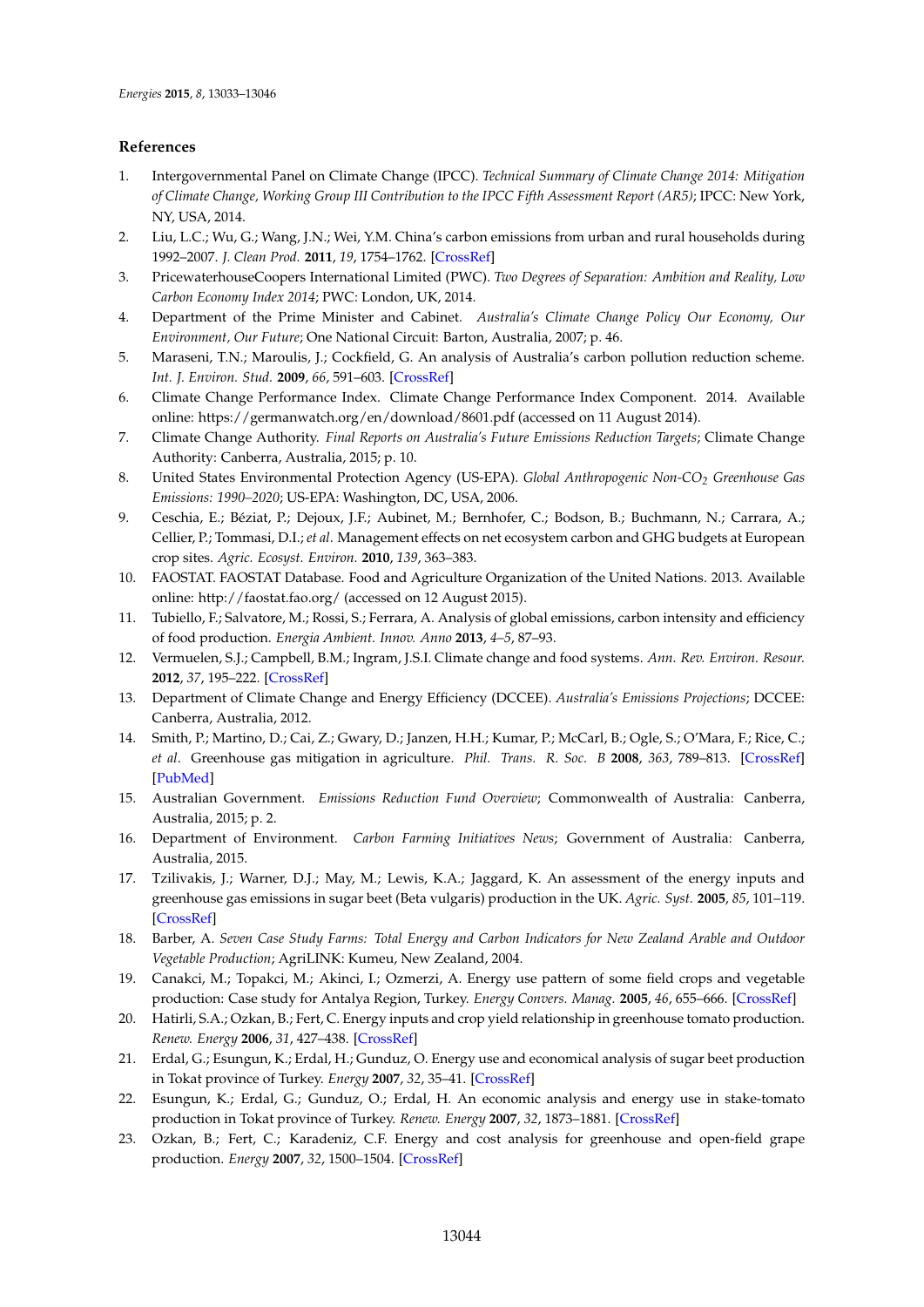## References

1. Intergovernmental Panel on Climate Change (IPCC). *Technical Summary of Climate Change 2014: Mitigation of Climate Change, Working Group III Contribution to the IPCC Fifth Assessment Report (AR5)*; IPCC: New York, NY, USA, 2014.
2. Liu, L.C.; Wu, G.; Wang, J.N.; Wei, Y.M. China's carbon emissions from urban and rural households during 1992–2007. *J. Clean Prod.* **2011**, *19*, 1754–1762. [CrossRef]
3. PricewaterhouseCoopers International Limited (PWC). *Two Degrees of Separation: Ambition and Reality, Low Carbon Economy Index 2014*; PWC: London, UK, 2014.
4. Department of the Prime Minister and Cabinet. *Australia's Climate Change Policy Our Economy, Our Environment, Our Future*; One National Circuit: Barton, Australia, 2007; p. 46.
5. Maraseni, T.N.; Maroulis, J.; Cockfield, G. An analysis of Australia's carbon pollution reduction scheme. *Int. J. Environ. Stud.* **2009**, *66*, 591–603. [CrossRef]
6. Climate Change Performance Index. Climate Change Performance Index Component. 2014. Available online: https://germanwatch.org/en/download/8601.pdf (accessed on 11 August 2014).
7. Climate Change Authority. *Final Reports on Australia's Future Emissions Reduction Targets*; Climate Change Authority: Canberra, Australia, 2015; p. 10.
8. United States Environmental Protection Agency (US-EPA). *Global Anthropogenic Non-$CO_2$ Greenhouse Gas Emissions: 1990–2020*; US-EPA: Washington, DC, USA, 2006.
9. Ceschia, E.; Béziat, P.; Dejoux, J.F.; Aubinet, M.; Bernhofer, C.; Bodson, B.; Buchmann, N.; Carrara, A.; Cellier, P.; Tommasi, D.I.; *et al.* Management effects on net ecosystem carbon and GHG budgets at European crop sites. *Agric. Ecosyst. Environ.* **2010**, *139*, 363–383.
10. FAOSTAT. FAOSTAT Database. Food and Agriculture Organization of the United Nations. 2013. Available online: http://faostat.fao.org/ (accessed on 12 August 2015).
11. Tubiello, F.; Salvatore, M.; Rossi, S.; Ferrara, A. Analysis of global emissions, carbon intensity and efficiency of food production. *Energia Ambient. Innov. Anno* **2013**, *4–5*, 87–93.
12. Vermuelen, S.J.; Campbell, B.M.; Ingram, J.S.I. Climate change and food systems. *Ann. Rev. Environ. Resour.* **2012**, *37*, 195–222. [CrossRef]
13. Department of Climate Change and Energy Efficiency (DCCEE). *Australia's Emissions Projections*; DCCEE: Canberra, Australia, 2012.
14. Smith, P.; Martino, D.; Cai, Z.; Gwary, D.; Janzen, H.H.; Kumar, P.; McCarl, B.; Ogle, S.; O'Mara, F.; Rice, C.; *et al*. Greenhouse gas mitigation in agriculture. *Phil. Trans. R. Soc. B* **2008**, *363*, 789–813. [CrossRef] [PubMed]
15. Australian Government. *Emissions Reduction Fund Overview*; Commonwealth of Australia: Canberra, Australia, 2015; p. 2.
16. Department of Environment. *Carbon Farming Initiatives News*; Government of Australia: Canberra, Australia, 2015.
17. Tzilivakis, J.; Warner, D.J.; May, M.; Lewis, K.A.; Jaggard, K. An assessment of the energy inputs and greenhouse gas emissions in sugar beet (Beta vulgaris) production in the UK. *Agric. Syst.* **2005**, *85*, 101–119. [CrossRef]
18. Barber, A. *Seven Case Study Farms: Total Energy and Carbon Indicators for New Zealand Arable and Outdoor Vegetable Production*; AgriLINK: Kumeu, New Zealand, 2004.
19. Canakci, M.; Topakci, M.; Akinci, I.; Ozmerzi, A. Energy use pattern of some field crops and vegetable production: Case study for Antalya Region, Turkey. *Energy Convers. Manag.* **2005**, *46*, 655–666. [CrossRef]
20. Hatirli, S.A.; Ozkan, B.; Fert, C. Energy inputs and crop yield relationship in greenhouse tomato production. *Renew. Energy* **2006**, *31*, 427–438. [CrossRef]
21. Erdal, G.; Esungun, K.; Erdal, H.; Gunduz, O. Energy use and economical analysis of sugar beet production in Tokat province of Turkey. *Energy* **2007**, *32*, 35–41. [CrossRef]
22. Esungun, K.; Erdal, G.; Gunduz, O.; Erdal, H. An economic analysis and energy use in stake-tomato production in Tokat province of Turkey. *Renew. Energy* **2007**, *32*, 1873–1881. [CrossRef]
23. Ozkan, B.; Fert, C.; Karadeniz, C.F. Energy and cost analysis for greenhouse and open-field grape production. *Energy* **2007**, *32*, 1500–1504. [CrossRef]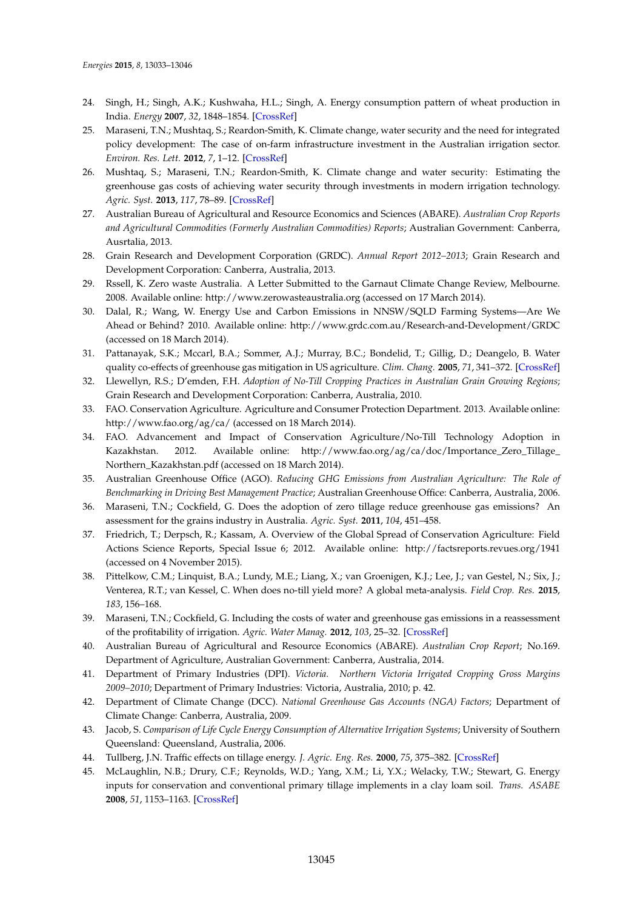24. Singh, H.; Singh, A.K.; Kushwaha, H.L.; Singh, A. Energy consumption pattern of wheat production in India. *Energy* **2007**, *32*, 1848–1854. [CrossRef]
25. Maraseni, T.N.; Mushtaq, S.; Reardon-Smith, K. Climate change, water security and the need for integrated policy development: The case of on-farm infrastructure investment in the Australian irrigation sector. *Environ. Res. Lett.* **2012**, *7*, 1–12. [CrossRef]
26. Mushtaq, S.; Maraseni, T.N.; Reardon-Smith, K. Climate change and water security: Estimating the greenhouse gas costs of achieving water security through investments in modern irrigation technology. *Agric. Syst.* **2013**, *117*, 78–89. [CrossRef]
27. Australian Bureau of Agricultural and Resource Economics and Sciences (ABARE). *Australian Crop Reports and Agricultural Commodities (Formerly Australian Commodities) Reports*; Australian Government: Canberra, Ausrtalia, 2013.
28. Grain Research and Development Corporation (GRDC). *Annual Report 2012–2013*; Grain Research and Development Corporation: Canberra, Australia, 2013.
29. Rssell, K. Zero waste Australia. A Letter Submitted to the Garnaut Climate Change Review, Melbourne. 2008. Available online: http://www.zerowasteaustralia.org (accessed on 17 March 2014).
30. Dalal, R.; Wang, W. Energy Use and Carbon Emissions in NNSW/SQLD Farming Systems—Are We Ahead or Behind? 2010. Available online: http://www.grdc.com.au/Research-and-Development/GRDC (accessed on 18 March 2014).
31. Pattanayak, S.K.; Mccarl, B.A.; Sommer, A.J.; Murray, B.C.; Bondelid, T.; Gillig, D.; Deangelo, B. Water quality co-effects of greenhouse gas mitigation in US agriculture. *Clim. Chang.* **2005**, *71*, 341–372. [CrossRef]
32. Llewellyn, R.S.; D'emden, F.H. *Adoption of No-Till Cropping Practices in Australian Grain Growing Regions*; Grain Research and Development Corporation: Canberra, Australia, 2010.
33. FAO. Conservation Agriculture. Agriculture and Consumer Protection Department. 2013. Available online: http://www.fao.org/ag/ca/ (accessed on 18 March 2014).
34. FAO. Advancement and Impact of Conservation Agriculture/No-Till Technology Adoption in Kazakhstan. 2012. Available online: http://www.fao.org/ag/ca/doc/Importance_Zero_Tillage_Northern_Kazakhstan.pdf (accessed on 18 March 2014).
35. Australian Greenhouse Office (AGO). *Reducing GHG Emissions from Australian Agriculture: The Role of Benchmarking in Driving Best Management Practice*; Australian Greenhouse Office: Canberra, Australia, 2006.
36. Maraseni, T.N.; Cockfield, G. Does the adoption of zero tillage reduce greenhouse gas emissions? An assessment for the grains industry in Australia. *Agric. Syst.* **2011**, *104*, 451–458.
37. Friedrich, T.; Derpsch, R.; Kassam, A. Overview of the Global Spread of Conservation Agriculture: Field Actions Science Reports, Special Issue 6; 2012. Available online: http://factsreports.revues.org/1941 (accessed on 4 November 2015).
38. Pittelkow, C.M.; Linquist, B.A.; Lundy, M.E.; Liang, X.; van Groenigen, K.J.; Lee, J.; van Gestel, N.; Six, J.; Venterea, R.T.; van Kessel, C. When does no-till yield more? A global meta-analysis. *Field Crop. Res.* **2015**, *183*, 156–168.
39. Maraseni, T.N.; Cockfield, G. Including the costs of water and greenhouse gas emissions in a reassessment of the profitability of irrigation. *Agric. Water Manag.* **2012**, *103*, 25–32. [CrossRef]
40. Australian Bureau of Agricultural and Resource Economics (ABARE). *Australian Crop Report*; No.169. Department of Agriculture, Australian Government: Canberra, Australia, 2014.
41. Department of Primary Industries (DPI). *Victoria. Northern Victoria Irrigated Cropping Gross Margins 2009–2010*; Department of Primary Industries: Victoria, Australia, 2010; p. 42.
42. Department of Climate Change (DCC). *National Greenhouse Gas Accounts (NGA) Factors*; Department of Climate Change: Canberra, Australia, 2009.
43. Jacob, S. *Comparison of Life Cycle Energy Consumption of Alternative Irrigation Systems*; University of Southern Queensland: Queensland, Australia, 2006.
44. Tullberg, J.N. Traffic effects on tillage energy. *J. Agric. Eng. Res.* **2000**, *75*, 375–382. [CrossRef]
45. McLaughlin, N.B.; Drury, C.F.; Reynolds, W.D.; Yang, X.M.; Li, Y.X.; Welacky, T.W.; Stewart, G. Energy inputs for conservation and conventional primary tillage implements in a clay loam soil. *Trans. ASABE* **2008**, *51*, 1153–1163. [CrossRef]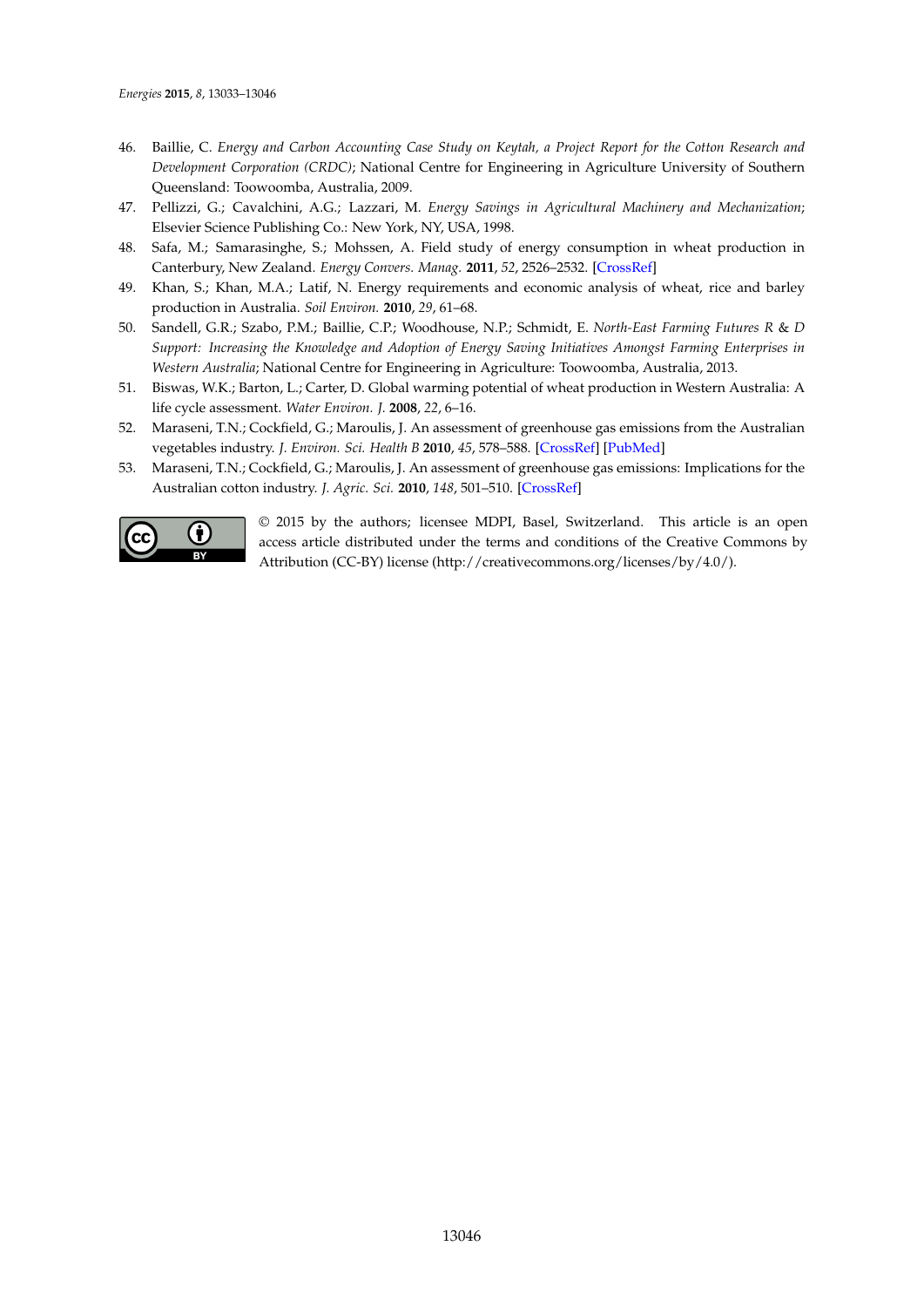46. Baillie, C. *Energy and Carbon Accounting Case Study on Keytah, a Project Report for the Cotton Research and Development Corporation (CRDC)*; National Centre for Engineering in Agriculture University of Southern Queensland: Toowoomba, Australia, 2009.
47. Pellizzi, G.; Cavalchini, A.G.; Lazzari, M. *Energy Savings in Agricultural Machinery and Mechanization*; Elsevier Science Publishing Co.: New York, NY, USA, 1998.
48. Safa, M.; Samarasinghe, S.; Mohssen, A. Field study of energy consumption in wheat production in Canterbury, New Zealand. *Energy Convers. Manag.* **2011**, *52*, 2526–2532. [CrossRef]
49. Khan, S.; Khan, M.A.; Latif, N. Energy requirements and economic analysis of wheat, rice and barley production in Australia. *Soil Environ.* **2010**, *29*, 61–68.
50. Sandell, G.R.; Szabo, P.M.; Baillie, C.P.; Woodhouse, N.P.; Schmidt, E. *North-East Farming Futures R & D Support: Increasing the Knowledge and Adoption of Energy Saving Initiatives Amongst Farming Enterprises in Western Australia*; National Centre for Engineering in Agriculture: Toowoomba, Australia, 2013.
51. Biswas, W.K.; Barton, L.; Carter, D. Global warming potential of wheat production in Western Australia: A life cycle assessment. *Water Environ. J.* **2008**, *22*, 6–16.
52. Maraseni, T.N.; Cockfield, G.; Maroulis, J. An assessment of greenhouse gas emissions from the Australian vegetables industry. *J. Environ. Sci. Health B* **2010**, *45*, 578–588. [CrossRef] [PubMed]
53. Maraseni, T.N.; Cockfield, G.; Maroulis, J. An assessment of greenhouse gas emissions: Implications for the Australian cotton industry. *J. Agric. Sci.* **2010**, *148*, 501–510. [CrossRef]

© 2015 by the authors; licensee MDPI, Basel, Switzerland. This article is an open access article distributed under the terms and conditions of the Creative Commons by Attribution (CC-BY) license (http://creativecommons.org/licenses/by/4.0/).